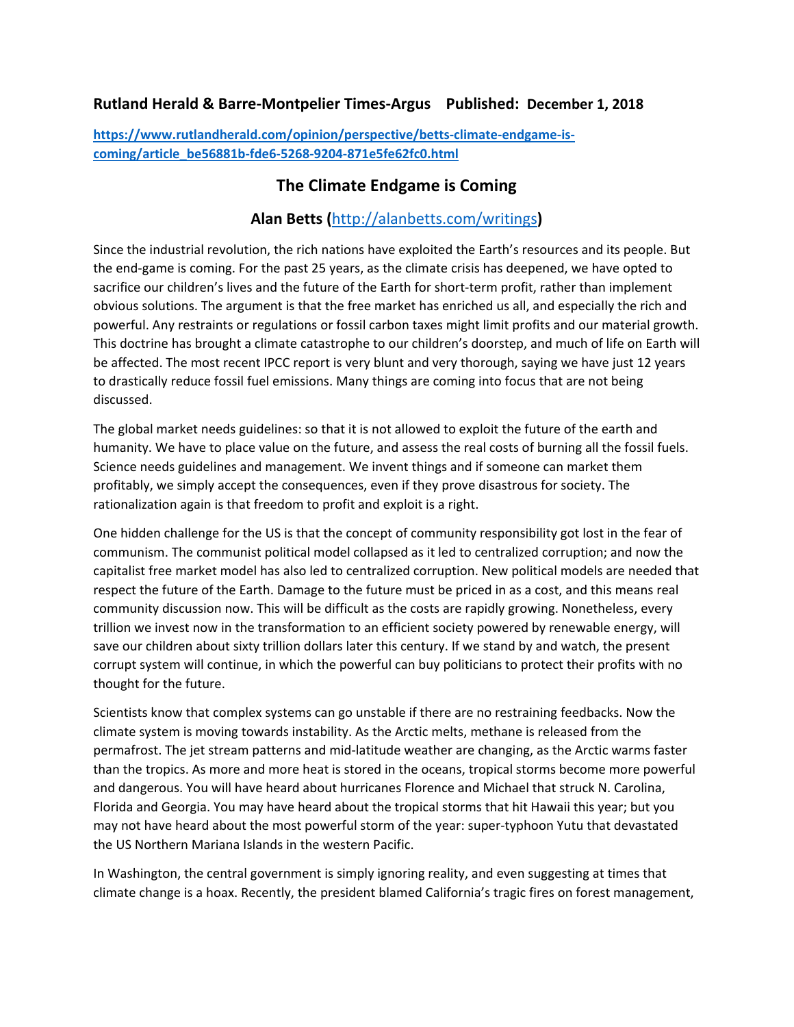**Rutland Herald & Barre-Montpelier Times-Argus    Published: December 1, 2018**

[https://www.rutlandherald.com/opinion/perspective/betts-climate-endgame-is-coming/article_be56881b-fde6-5268-9204-871e5fe62fc0.html](https://www.rutlandherald.com/opinion/perspective/betts-climate-endgame-is-coming/article_be56881b-fde6-5268-9204-871e5fe62fc0.html)

# The Climate Endgame is Coming

## Alan Betts ([http://alanbetts.com/writings](http://alanbetts.com/writings))

Since the industrial revolution, the rich nations have exploited the Earth's resources and its people. But the end-game is coming. For the past 25 years, as the climate crisis has deepened, we have opted to sacrifice our children's lives and the future of the Earth for short-term profit, rather than implement obvious solutions. The argument is that the free market has enriched us all, and especially the rich and powerful. Any restraints or regulations or fossil carbon taxes might limit profits and our material growth. This doctrine has brought a climate catastrophe to our children's doorstep, and much of life on Earth will be affected. The most recent IPCC report is very blunt and very thorough, saying we have just 12 years to drastically reduce fossil fuel emissions. Many things are coming into focus that are not being discussed.

The global market needs guidelines: so that it is not allowed to exploit the future of the earth and humanity. We have to place value on the future, and assess the real costs of burning all the fossil fuels. Science needs guidelines and management. We invent things and if someone can market them profitably, we simply accept the consequences, even if they prove disastrous for society. The rationalization again is that freedom to profit and exploit is a right.

One hidden challenge for the US is that the concept of community responsibility got lost in the fear of communism. The communist political model collapsed as it led to centralized corruption; and now the capitalist free market model has also led to centralized corruption. New political models are needed that respect the future of the Earth. Damage to the future must be priced in as a cost, and this means real community discussion now. This will be difficult as the costs are rapidly growing. Nonetheless, every trillion we invest now in the transformation to an efficient society powered by renewable energy, will save our children about sixty trillion dollars later this century. If we stand by and watch, the present corrupt system will continue, in which the powerful can buy politicians to protect their profits with no thought for the future.

Scientists know that complex systems can go unstable if there are no restraining feedbacks. Now the climate system is moving towards instability. As the Arctic melts, methane is released from the permafrost. The jet stream patterns and mid-latitude weather are changing, as the Arctic warms faster than the tropics. As more and more heat is stored in the oceans, tropical storms become more powerful and dangerous. You will have heard about hurricanes Florence and Michael that struck N. Carolina, Florida and Georgia. You may have heard about the tropical storms that hit Hawaii this year; but you may not have heard about the most powerful storm of the year: super-typhoon Yutu that devastated the US Northern Mariana Islands in the western Pacific.

In Washington, the central government is simply ignoring reality, and even suggesting at times that climate change is a hoax. Recently, the president blamed California's tragic fires on forest management,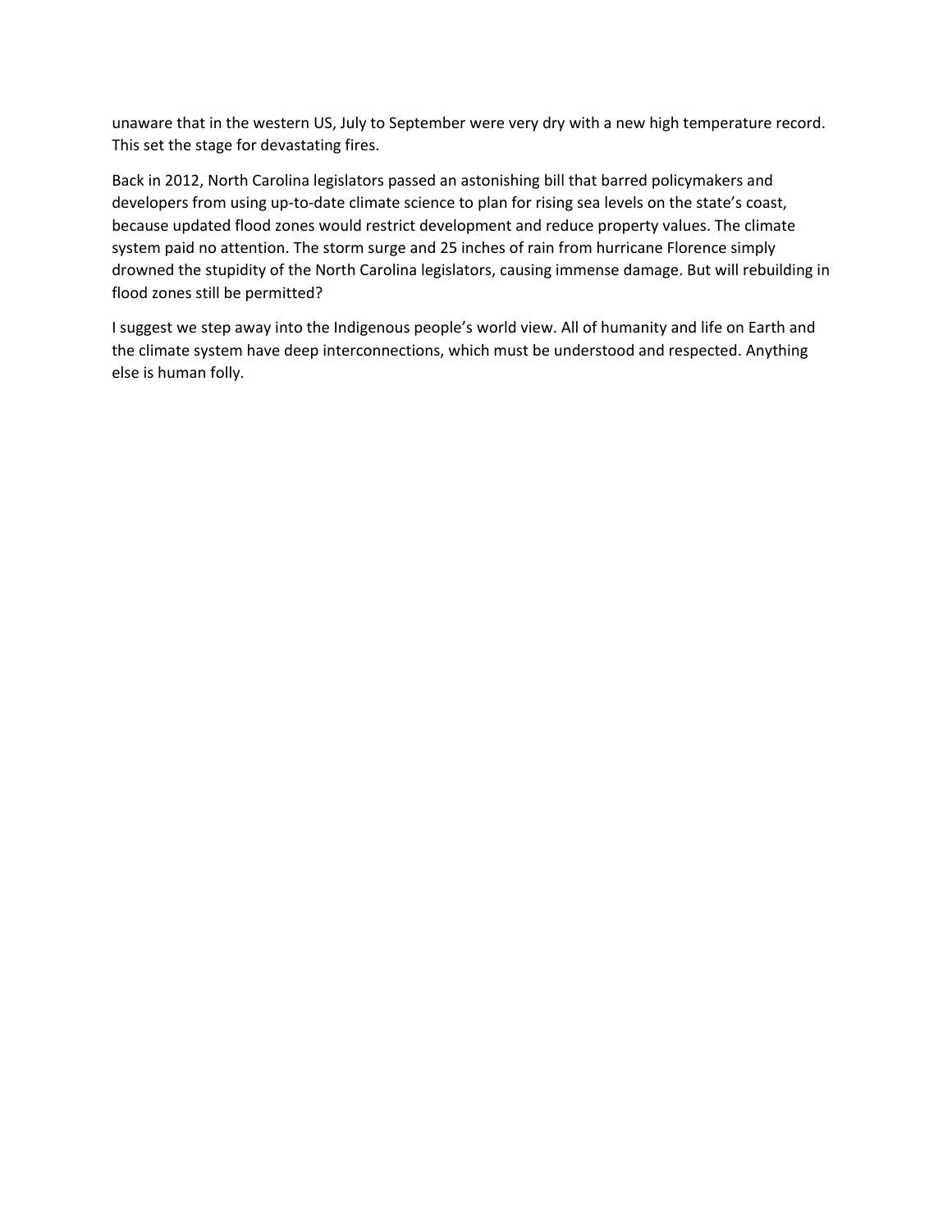unaware that in the western US, July to September were very dry with a new high temperature record. This set the stage for devastating fires.

Back in 2012, North Carolina legislators passed an astonishing bill that barred policymakers and developers from using up-to-date climate science to plan for rising sea levels on the state's coast, because updated flood zones would restrict development and reduce property values. The climate system paid no attention. The storm surge and 25 inches of rain from hurricane Florence simply drowned the stupidity of the North Carolina legislators, causing immense damage. But will rebuilding in flood zones still be permitted?

I suggest we step away into the Indigenous people's world view. All of humanity and life on Earth and the climate system have deep interconnections, which must be understood and respected. Anything else is human folly.